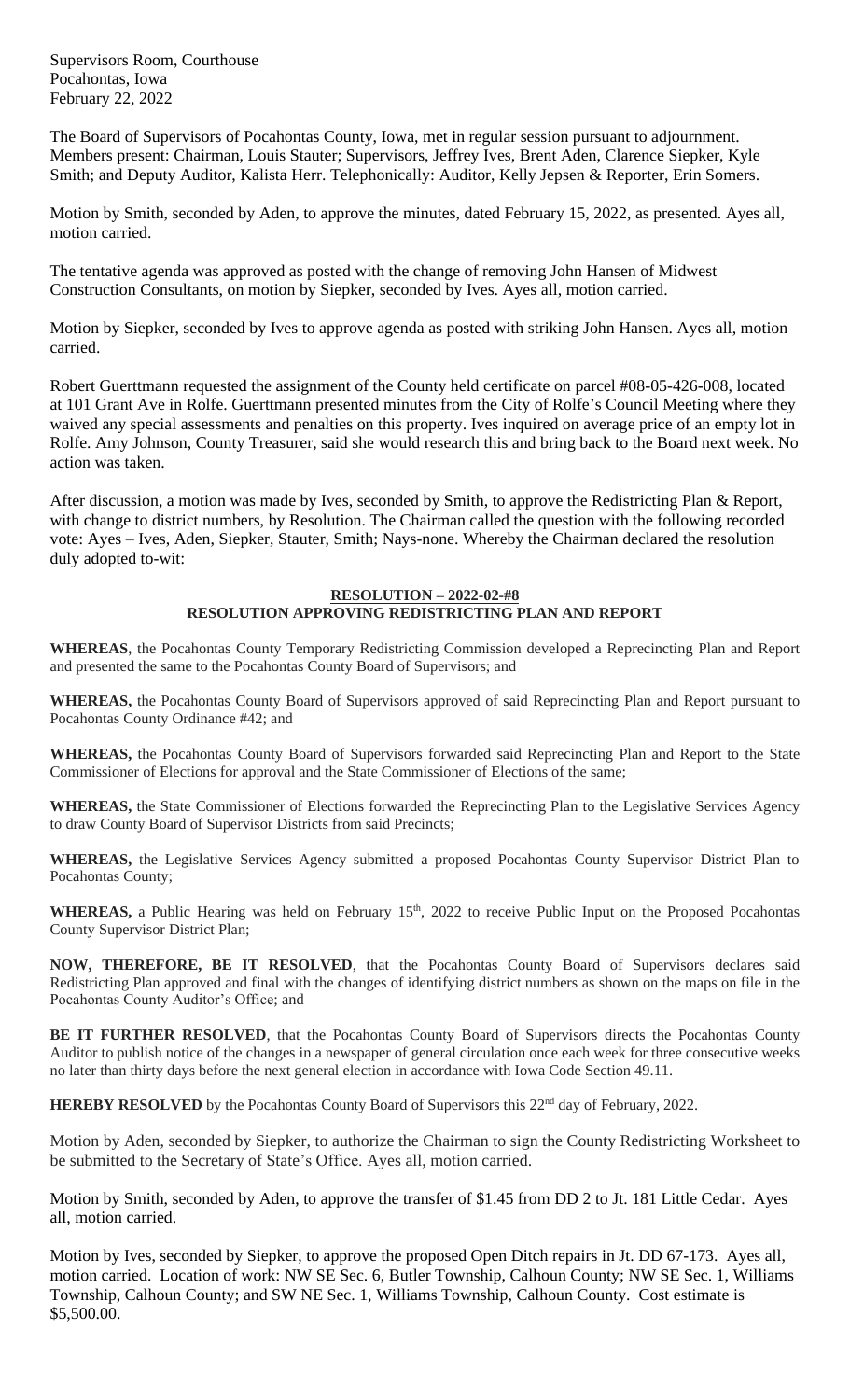Supervisors Room, Courthouse
Pocahontas, Iowa
February 22, 2022

The Board of Supervisors of Pocahontas County, Iowa, met in regular session pursuant to adjournment. Members present: Chairman, Louis Stauter; Supervisors, Jeffrey Ives, Brent Aden, Clarence Siepker, Kyle Smith; and Deputy Auditor, Kalista Herr. Telephonically: Auditor, Kelly Jepsen & Reporter, Erin Somers.

Motion by Smith, seconded by Aden, to approve the minutes, dated February 15, 2022, as presented. Ayes all, motion carried.

The tentative agenda was approved as posted with the change of removing John Hansen of Midwest Construction Consultants, on motion by Siepker, seconded by Ives. Ayes all, motion carried.

Motion by Siepker, seconded by Ives to approve agenda as posted with striking John Hansen. Ayes all, motion carried.

Robert Guerttmann requested the assignment of the County held certificate on parcel #08-05-426-008, located at 101 Grant Ave in Rolfe. Guerttmann presented minutes from the City of Rolfe's Council Meeting where they waived any special assessments and penalties on this property. Ives inquired on average price of an empty lot in Rolfe. Amy Johnson, County Treasurer, said she would research this and bring back to the Board next week. No action was taken.

After discussion, a motion was made by Ives, seconded by Smith, to approve the Redistricting Plan & Report, with change to district numbers, by Resolution. The Chairman called the question with the following recorded vote: Ayes – Ives, Aden, Siepker, Stauter, Smith; Nays-none. Whereby the Chairman declared the resolution duly adopted to-wit:

**RESOLUTION – 2022-02-#8**
**RESOLUTION APPROVING REDISTRICTING PLAN AND REPORT**

**WHEREAS**, the Pocahontas County Temporary Redistricting Commission developed a Reprecincting Plan and Report and presented the same to the Pocahontas County Board of Supervisors; and

**WHEREAS,** the Pocahontas County Board of Supervisors approved of said Reprecincting Plan and Report pursuant to Pocahontas County Ordinance #42; and

**WHEREAS,** the Pocahontas County Board of Supervisors forwarded said Reprecincting Plan and Report to the State Commissioner of Elections for approval and the State Commissioner of Elections of the same;

**WHEREAS,** the State Commissioner of Elections forwarded the Reprecincting Plan to the Legislative Services Agency to draw County Board of Supervisor Districts from said Precincts;

**WHEREAS,** the Legislative Services Agency submitted a proposed Pocahontas County Supervisor District Plan to Pocahontas County;

**WHEREAS,** a Public Hearing was held on February 15th, 2022 to receive Public Input on the Proposed Pocahontas County Supervisor District Plan;

**NOW, THEREFORE, BE IT RESOLVED**, that the Pocahontas County Board of Supervisors declares said Redistricting Plan approved and final with the changes of identifying district numbers as shown on the maps on file in the Pocahontas County Auditor's Office; and

**BE IT FURTHER RESOLVED**, that the Pocahontas County Board of Supervisors directs the Pocahontas County Auditor to publish notice of the changes in a newspaper of general circulation once each week for three consecutive weeks no later than thirty days before the next general election in accordance with Iowa Code Section 49.11.

**HEREBY RESOLVED** by the Pocahontas County Board of Supervisors this 22nd day of February, 2022.

Motion by Aden, seconded by Siepker, to authorize the Chairman to sign the County Redistricting Worksheet to be submitted to the Secretary of State's Office. Ayes all, motion carried.

Motion by Smith, seconded by Aden, to approve the transfer of $1.45 from DD 2 to Jt. 181 Little Cedar. Ayes all, motion carried.

Motion by Ives, seconded by Siepker, to approve the proposed Open Ditch repairs in Jt. DD 67-173. Ayes all, motion carried. Location of work: NW SE Sec. 6, Butler Township, Calhoun County; NW SE Sec. 1, Williams Township, Calhoun County; and SW NE Sec. 1, Williams Township, Calhoun County. Cost estimate is $5,500.00.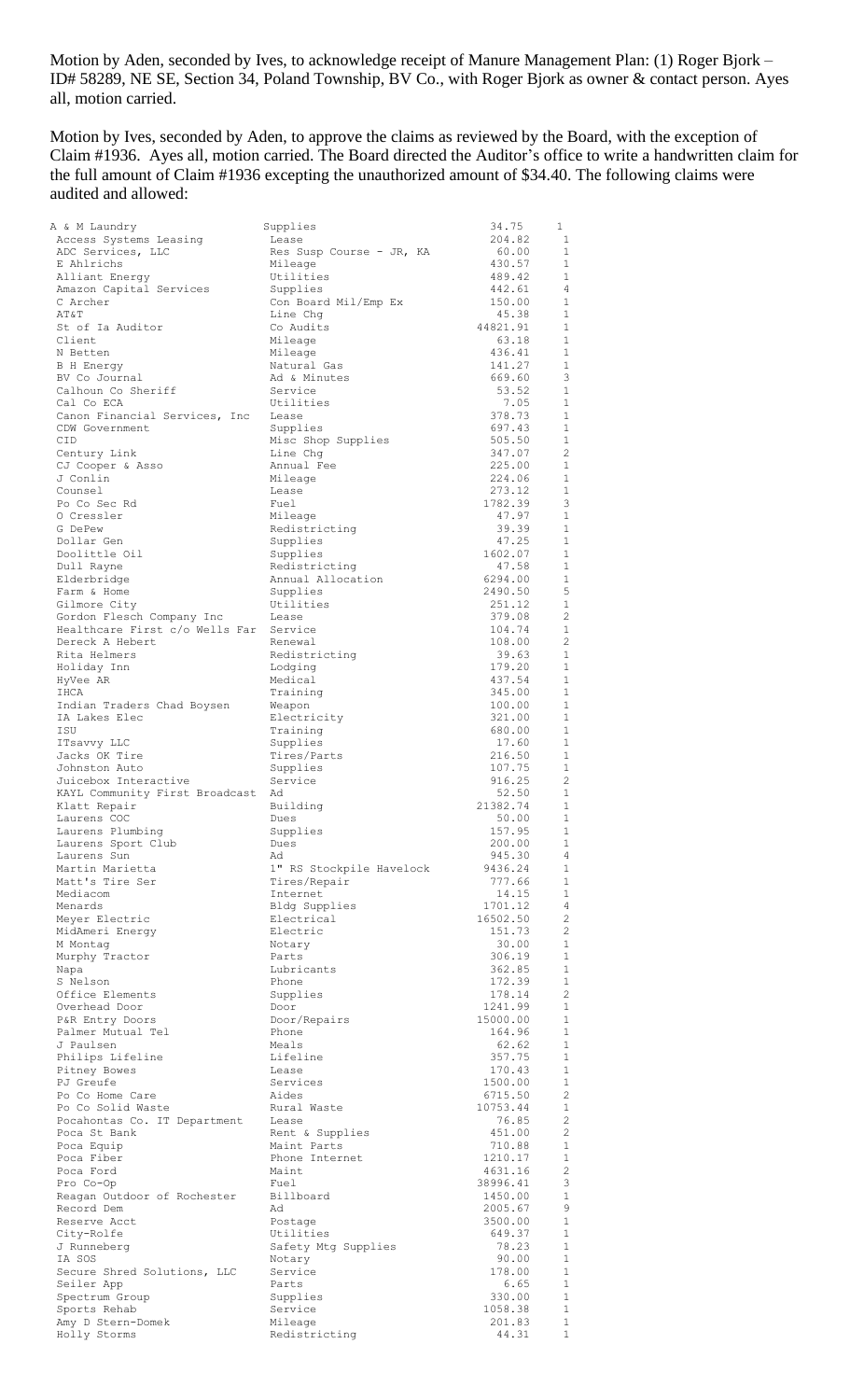Motion by Aden, seconded by Ives, to acknowledge receipt of Manure Management Plan: (1) Roger Bjork – ID# 58289, NE SE, Section 34, Poland Township, BV Co., with Roger Bjork as owner & contact person. Ayes all, motion carried.

Motion by Ives, seconded by Aden, to approve the claims as reviewed by the Board, with the exception of Claim #1936. Ayes all, motion carried. The Board directed the Auditor's office to write a handwritten claim for the full amount of Claim #1936 excepting the unauthorized amount of $34.40. The following claims were audited and allowed:

| | | | |
|---|---|---|---|
| A & M Laundry | Supplies | 34.75 | 1 |
| Access Systems Leasing | Lease | 204.82 | 1 |
| ADC Services, LLC | Res Susp Course - JR, KA | 60.00 | 1 |
| E Ahlrichs | Mileage | 430.57 | 1 |
| Alliant Energy | Utilities | 489.42 | 1 |
| Amazon Capital Services | Supplies | 442.61 | 4 |
| C Archer | Con Board Mil/Emp Ex | 150.00 | 1 |
| AT&T | Line Chg | 45.38 | 1 |
| St of Ia Auditor | Co Audits | 44821.91 | 1 |
| Client | Mileage | 63.18 | 1 |
| N Betten | Mileage | 436.41 | 1 |
| B H Energy | Natural Gas | 141.27 | 1 |
| BV Co Journal | Ad & Minutes | 669.60 | 3 |
| Calhoun Co Sheriff | Service | 53.52 | 1 |
| Cal Co ECA | Utilities | 7.05 | 1 |
| Canon Financial Services, Inc | Lease | 378.73 | 1 |
| CDW Government | Supplies | 697.43 | 1 |
| CID | Misc Shop Supplies | 505.50 | 1 |
| Century Link | Line Chg | 347.07 | 2 |
| CJ Cooper & Asso | Annual Fee | 225.00 | 1 |
| J Conlin | Mileage | 224.06 | 1 |
| Counsel | Lease | 273.12 | 1 |
| Po Co Sec Rd | Fuel | 1782.39 | 3 |
| O Cressler | Mileage | 47.97 | 1 |
| G DePew | Redistricting | 39.39 | 1 |
| Dollar Gen | Supplies | 47.25 | 1 |
| Doolittle Oil | Supplies | 1602.07 | 1 |
| Dull Rayne | Redistricting | 47.58 | 1 |
| Elderbridge | Annual Allocation | 6294.00 | 1 |
| Farm & Home | Supplies | 2490.50 | 5 |
| Gilmore City | Utilities | 251.12 | 1 |
| Gordon Flesch Company Inc | Lease | 379.08 | 2 |
| Healthcare First c/o Wells Far | Service | 104.74 | 1 |
| Dereck A Hebert | Renewal | 108.00 | 2 |
| Rita Helmers | Redistricting | 39.63 | 1 |
| Holiday Inn | Lodging | 179.20 | 1 |
| HyVee AR | Medical | 437.54 | 1 |
| IHCA | Training | 345.00 | 1 |
| Indian Traders Chad Boysen | Weapon | 100.00 | 1 |
| IA Lakes Elec | Electricity | 321.00 | 1 |
| ISU | Training | 680.00 | 1 |
| ITsavvy LLC | Supplies | 17.60 | 1 |
| Jacks OK Tire | Tires/Parts | 216.50 | 1 |
| Johnston Auto | Supplies | 107.75 | 1 |
| Juicebox Interactive | Service | 916.25 | 2 |
| KAYL Community First Broadcast | Ad | 52.50 | 1 |
| Klatt Repair | Building | 21382.74 | 1 |
| Laurens COC | Dues | 50.00 | 1 |
| Laurens Plumbing | Supplies | 157.95 | 1 |
| Laurens Sport Club | Dues | 200.00 | 1 |
| Laurens Sun | Ad | 945.30 | 4 |
| Martin Marietta | 1" RS Stockpile Havelock | 9436.24 | 1 |
| Matt's Tire Ser | Tires/Repair | 777.66 | 1 |
| Mediacom | Internet | 14.15 | 1 |
| Menards | Bldg Supplies | 1701.12 | 4 |
| Meyer Electric | Electrical | 16502.50 | 2 |
| MidAmeri Energy | Electric | 151.73 | 2 |
| M Montag | Notary | 30.00 | 1 |
| Murphy Tractor | Parts | 306.19 | 1 |
| Napa | Lubricants | 362.85 | 1 |
| S Nelson | Phone | 172.39 | 1 |
| Office Elements | Supplies | 178.14 | 2 |
| Overhead Door | Door | 1241.99 | 1 |
| P&R Entry Doors | Door/Repairs | 15000.00 | 1 |
| Palmer Mutual Tel | Phone | 164.96 | 1 |
| J Paulsen | Meals | 62.62 | 1 |
| Philips Lifeline | Lifeline | 357.75 | 1 |
| Pitney Bowes | Lease | 170.43 | 1 |
| PJ Greufe | Services | 1500.00 | 1 |
| Po Co Home Care | Aides | 6715.50 | 2 |
| Po Co Solid Waste | Rural Waste | 10753.44 | 1 |
| Pocahontas Co. IT Department | Lease | 76.85 | 2 |
| Poca St Bank | Rent & Supplies | 451.00 | 2 |
| Poca Equip | Maint Parts | 710.88 | 1 |
| Poca Fiber | Phone Internet | 1210.17 | 1 |
| Poca Ford | Maint | 4631.16 | 2 |
| Pro Co-Op | Fuel | 38996.41 | 3 |
| Reagan Outdoor of Rochester | Billboard | 1450.00 | 1 |
| Record Dem | Ad | 2005.67 | 9 |
| Reserve Acct | Postage | 3500.00 | 1 |
| City-Rolfe | Utilities | 649.37 | 1 |
| J Runneberg | Safety Mtg Supplies | 78.23 | 1 |
| IA SOS | Notary | 90.00 | 1 |
| Secure Shred Solutions, LLC | Service | 178.00 | 1 |
| Seiler App | Parts | 6.65 | 1 |
| Spectrum Group | Supplies | 330.00 | 1 |
| Sports Rehab | Service | 1058.38 | 1 |
| Amy D Stern-Domek | Mileage | 201.83 | 1 |
| Holly Storms | Redistricting | 44.31 | 1 |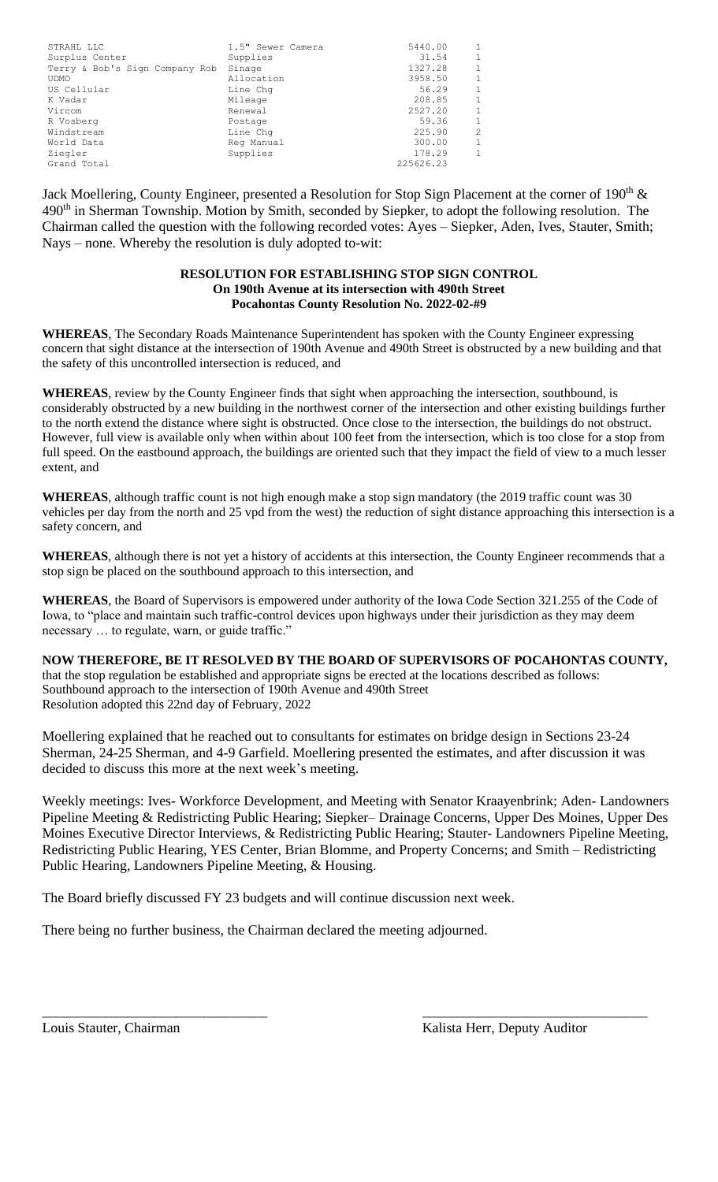| | | | |
|---|---|---|---|
| STRAHL LLC | 1.5" Sewer Camera | 5440.00 | 1 |
| Surplus Center | Supplies | 31.54 | 1 |
| Terry & Bob's Sign Company Rob | Sinage | 1327.28 | 1 |
| UDMO | Allocation | 3958.50 | 1 |
| US Cellular | Line Chg | 56.29 | 1 |
| K Vadar | Mileage | 208.85 | 1 |
| Vircom | Renewal | 2527.20 | 1 |
| R Vosberg | Postage | 59.36 | 1 |
| Windstream | Line Chg | 225.90 | 2 |
| World Data | Reg Manual | 300.00 | 1 |
| Ziegler | Supplies | 178.29 | 1 |
| Grand Total | | 225626.23 | |

Jack Moellering, County Engineer, presented a Resolution for Stop Sign Placement at the corner of 190th & 490th in Sherman Township. Motion by Smith, seconded by Siepker, to adopt the following resolution. The Chairman called the question with the following recorded votes: Ayes – Siepker, Aden, Ives, Stauter, Smith; Nays – none. Whereby the resolution is duly adopted to-wit:

**RESOLUTION FOR ESTABLISHING STOP SIGN CONTROL**
**On 190th Avenue at its intersection with 490th Street**
**Pocahontas County Resolution No. 2022-02-#9**

**WHEREAS**, The Secondary Roads Maintenance Superintendent has spoken with the County Engineer expressing concern that sight distance at the intersection of 190th Avenue and 490th Street is obstructed by a new building and that the safety of this uncontrolled intersection is reduced, and

**WHEREAS**, review by the County Engineer finds that sight when approaching the intersection, southbound, is considerably obstructed by a new building in the northwest corner of the intersection and other existing buildings further to the north extend the distance where sight is obstructed. Once close to the intersection, the buildings do not obstruct. However, full view is available only when within about 100 feet from the intersection, which is too close for a stop from full speed. On the eastbound approach, the buildings are oriented such that they impact the field of view to a much lesser extent, and

**WHEREAS**, although traffic count is not high enough make a stop sign mandatory (the 2019 traffic count was 30 vehicles per day from the north and 25 vpd from the west) the reduction of sight distance approaching this intersection is a safety concern, and

**WHEREAS**, although there is not yet a history of accidents at this intersection, the County Engineer recommends that a stop sign be placed on the southbound approach to this intersection, and

**WHEREAS**, the Board of Supervisors is empowered under authority of the Iowa Code Section 321.255 of the Code of Iowa, to "place and maintain such traffic-control devices upon highways under their jurisdiction as they may deem necessary … to regulate, warn, or guide traffic."

**NOW THEREFORE, BE IT RESOLVED BY THE BOARD OF SUPERVISORS OF POCAHONTAS COUNTY,** that the stop regulation be established and appropriate signs be erected at the locations described as follows:
Southbound approach to the intersection of 190th Avenue and 490th Street
Resolution adopted this 22nd day of February, 2022

Moellering explained that he reached out to consultants for estimates on bridge design in Sections 23-24 Sherman, 24-25 Sherman, and 4-9 Garfield. Moellering presented the estimates, and after discussion it was decided to discuss this more at the next week's meeting.

Weekly meetings: Ives- Workforce Development, and Meeting with Senator Kraayenbrink; Aden- Landowners Pipeline Meeting & Redistricting Public Hearing; Siepker– Drainage Concerns, Upper Des Moines, Upper Des Moines Executive Director Interviews, & Redistricting Public Hearing; Stauter- Landowners Pipeline Meeting, Redistricting Public Hearing, YES Center, Brian Blomme, and Property Concerns; and Smith – Redistricting Public Hearing, Landowners Pipeline Meeting, & Housing.

The Board briefly discussed FY 23 budgets and will continue discussion next week.

There being no further business, the Chairman declared the meeting adjourned.

\_\_\_\_\_\_\_\_\_\_\_\_\_\_\_\_\_\_\_\_\_\_\_\_\_\_\_\_\_\_ \_\_\_\_\_\_\_\_\_\_\_\_\_\_\_\_\_\_\_\_\_\_\_\_\_\_\_\_\_\_

Louis Stauter, Chairman Kalista Herr, Deputy Auditor